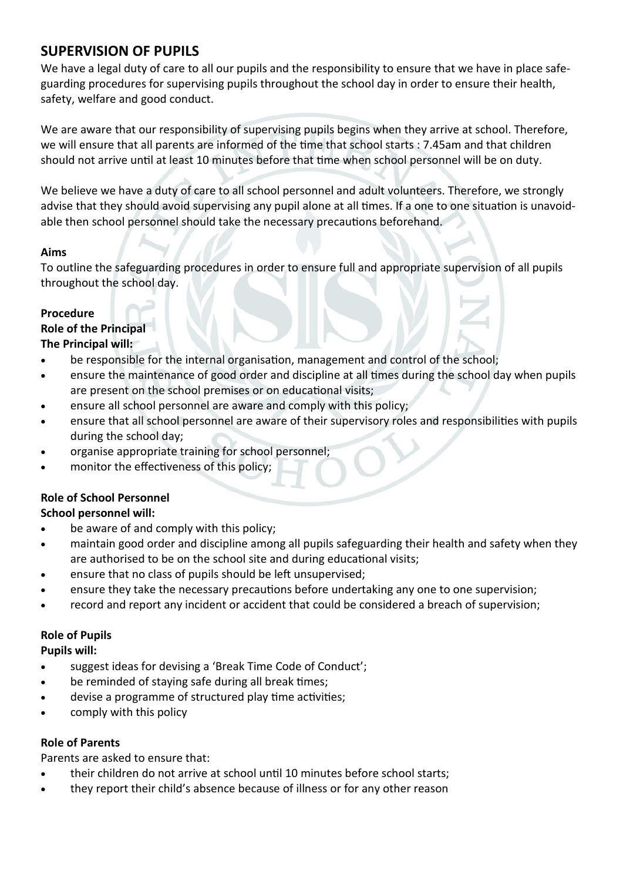## SUPERVISION OF PUPILS

We have a legal duty of care to all our pupils and the responsibility to ensure that we have in place safeguarding procedures for supervising pupils throughout the school day in order to ensure their health, safety, welfare and good conduct.

We are aware that our responsibility of supervising pupils begins when they arrive at school. Therefore, we will ensure that all parents are informed of the time that school starts : 7.45am and that children should not arrive until at least 10 minutes before that time when school personnel will be on duty.

We believe we have a duty of care to all school personnel and adult volunteers. Therefore, we strongly advise that they should avoid supervising any pupil alone at all times. If a one to one situation is unavoidable then school personnel should take the necessary precautions beforehand.

**Aims**

To outline the safeguarding procedures in order to ensure full and appropriate supervision of all pupils throughout the school day.

**Procedure**

**Role of the Principal**

**The Principal will:**

- be responsible for the internal organisation, management and control of the school;
- ensure the maintenance of good order and discipline at all times during the school day when pupils are present on the school premises or on educational visits;
- ensure all school personnel are aware and comply with this policy;
- ensure that all school personnel are aware of their supervisory roles and responsibilities with pupils during the school day;
- organise appropriate training for school personnel;
- monitor the effectiveness of this policy;

**Role of School Personnel**

**School personnel will:**

- be aware of and comply with this policy;
- maintain good order and discipline among all pupils safeguarding their health and safety when they are authorised to be on the school site and during educational visits;
- ensure that no class of pupils should be left unsupervised;
- ensure they take the necessary precautions before undertaking any one to one supervision;
- record and report any incident or accident that could be considered a breach of supervision;

**Role of Pupils**

**Pupils will:**

- suggest ideas for devising a 'Break Time Code of Conduct';
- be reminded of staying safe during all break times;
- devise a programme of structured play time activities;
- comply with this policy

**Role of Parents**

Parents are asked to ensure that:

- their children do not arrive at school until 10 minutes before school starts;
- they report their child's absence because of illness or for any other reason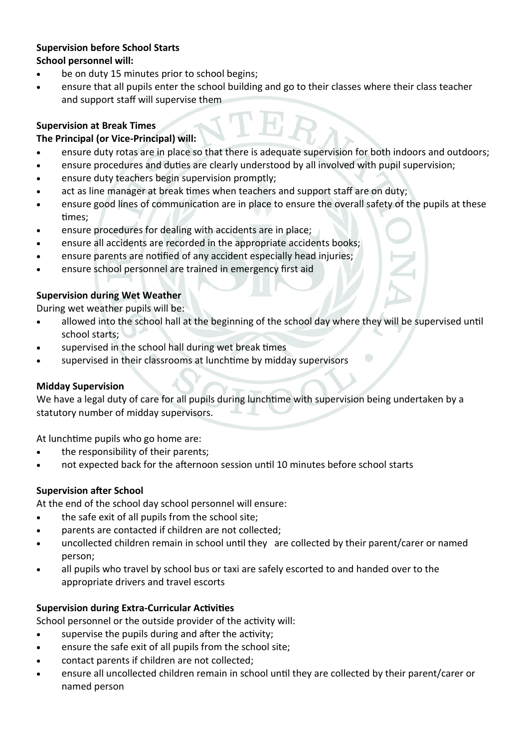**Supervision before School Starts**

**School personnel will:**

- be on duty 15 minutes prior to school begins;
- ensure that all pupils enter the school building and go to their classes where their class teacher and support staff will supervise them

**Supervision at Break Times**

**The Principal (or Vice-Principal) will:**

- ensure duty rotas are in place so that there is adequate supervision for both indoors and outdoors;
- ensure procedures and duties are clearly understood by all involved with pupil supervision;
- ensure duty teachers begin supervision promptly;
- act as line manager at break times when teachers and support staff are on duty;
- ensure good lines of communication are in place to ensure the overall safety of the pupils at these times;
- ensure procedures for dealing with accidents are in place;
- ensure all accidents are recorded in the appropriate accidents books;
- ensure parents are notified of any accident especially head injuries;
- ensure school personnel are trained in emergency first aid

**Supervision during Wet Weather**

During wet weather pupils will be:

- allowed into the school hall at the beginning of the school day where they will be supervised until school starts;
- supervised in the school hall during wet break times
- supervised in their classrooms at lunchtime by midday supervisors

**Midday Supervision**

We have a legal duty of care for all pupils during lunchtime with supervision being undertaken by a statutory number of midday supervisors.

At lunchtime pupils who go home are:

- the responsibility of their parents;
- not expected back for the afternoon session until 10 minutes before school starts

**Supervision after School**

At the end of the school day school personnel will ensure:

- the safe exit of all pupils from the school site;
- parents are contacted if children are not collected;
- uncollected children remain in school until they are collected by their parent/carer or named person;
- all pupils who travel by school bus or taxi are safely escorted to and handed over to the appropriate drivers and travel escorts

**Supervision during Extra-Curricular Activities**

School personnel or the outside provider of the activity will:

- supervise the pupils during and after the activity;
- ensure the safe exit of all pupils from the school site;
- contact parents if children are not collected;
- ensure all uncollected children remain in school until they are collected by their parent/carer or named person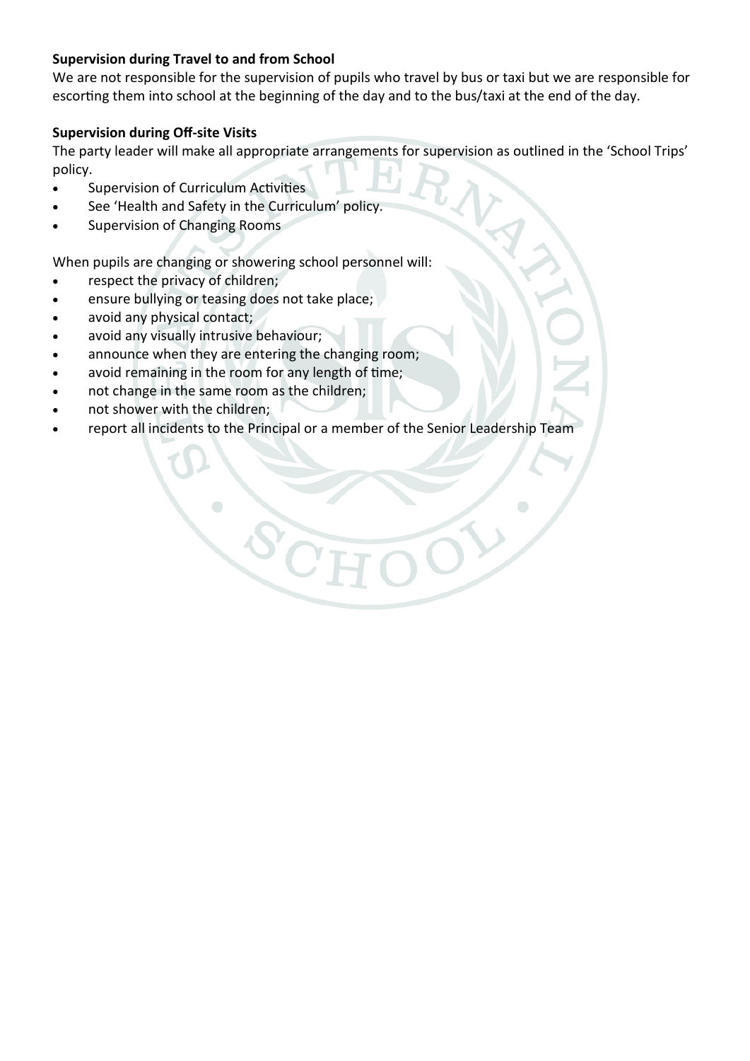**Supervision during Travel to and from School**

We are not responsible for the supervision of pupils who travel by bus or taxi but we are responsible for escorting them into school at the beginning of the day and to the bus/taxi at the end of the day.

**Supervision during Off-site Visits**

The party leader will make all appropriate arrangements for supervision as outlined in the 'School Trips' policy.

- Supervision of Curriculum Activities
- See 'Health and Safety in the Curriculum' policy.
- Supervision of Changing Rooms

When pupils are changing or showering school personnel will:

- respect the privacy of children;
- ensure bullying or teasing does not take place;
- avoid any physical contact;
- avoid any visually intrusive behaviour;
- announce when they are entering the changing room;
- avoid remaining in the room for any length of time;
- not change in the same room as the children;
- not shower with the children;
- report all incidents to the Principal or a member of the Senior Leadership Team